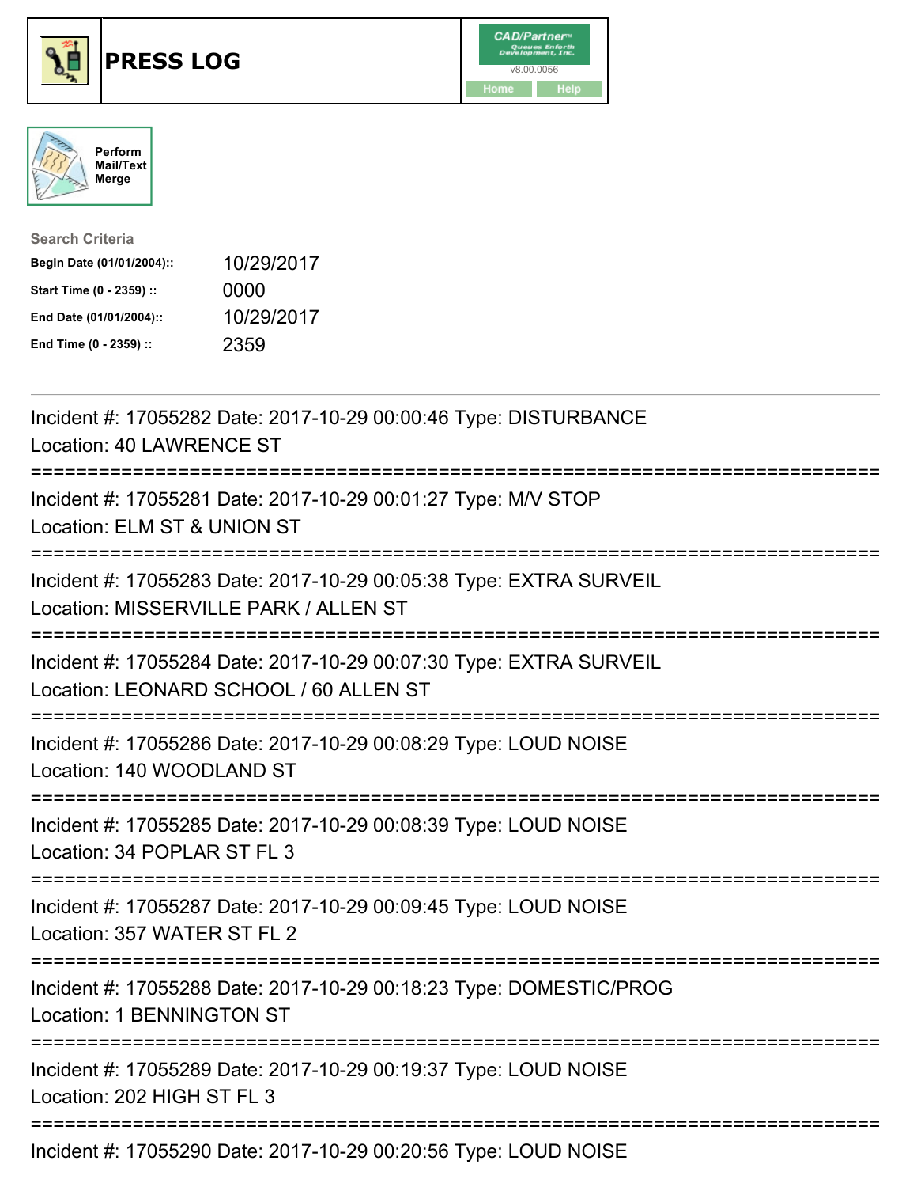# PRESS LOG

CAD/Partner™ v8.00.0056

Home Help

Perform Mail/Text Merge

**Search Criteria**

| | |
|---|---|
| Begin Date (01/01/2004):: | 10/29/2017 |
| Start Time (0 - 2359) :: | 0000 |
| End Date (01/01/2004):: | 10/29/2017 |
| End Time (0 - 2359) :: | 2359 |

Incident #: 17055282 Date: 2017-10-29 00:00:46 Type: DISTURBANCE
Location: 40 LAWRENCE ST

===========================================================================

Incident #: 17055281 Date: 2017-10-29 00:01:27 Type: M/V STOP
Location: ELM ST & UNION ST

===========================================================================

Incident #: 17055283 Date: 2017-10-29 00:05:38 Type: EXTRA SURVEIL
Location: MISSERVILLE PARK / ALLEN ST

===========================================================================

Incident #: 17055284 Date: 2017-10-29 00:07:30 Type: EXTRA SURVEIL
Location: LEONARD SCHOOL / 60 ALLEN ST

===========================================================================

Incident #: 17055286 Date: 2017-10-29 00:08:29 Type: LOUD NOISE
Location: 140 WOODLAND ST

===========================================================================

Incident #: 17055285 Date: 2017-10-29 00:08:39 Type: LOUD NOISE
Location: 34 POPLAR ST FL 3

===========================================================================

Incident #: 17055287 Date: 2017-10-29 00:09:45 Type: LOUD NOISE
Location: 357 WATER ST FL 2

===========================================================================

Incident #: 17055288 Date: 2017-10-29 00:18:23 Type: DOMESTIC/PROG
Location: 1 BENNINGTON ST

===========================================================================

Incident #: 17055289 Date: 2017-10-29 00:19:37 Type: LOUD NOISE
Location: 202 HIGH ST FL 3

===========================================================================

Incident #: 17055290 Date: 2017-10-29 00:20:56 Type: LOUD NOISE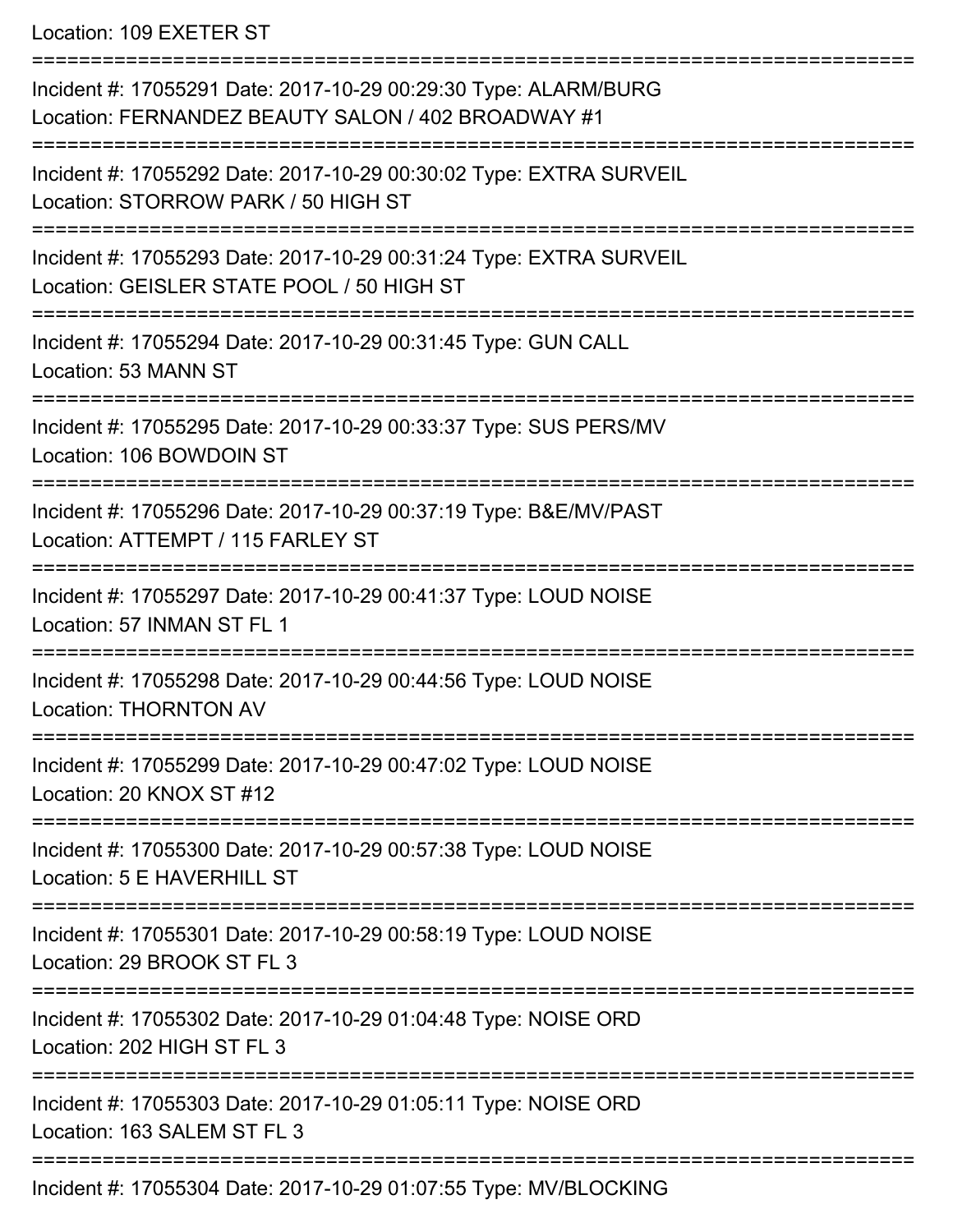Location: 109 EXETER ST

===========================================================================

Incident #: 17055291 Date: 2017-10-29 00:29:30 Type: ALARM/BURG
Location: FERNANDEZ BEAUTY SALON / 402 BROADWAY #1

===========================================================================

Incident #: 17055292 Date: 2017-10-29 00:30:02 Type: EXTRA SURVEIL
Location: STORROW PARK / 50 HIGH ST

===========================================================================

Incident #: 17055293 Date: 2017-10-29 00:31:24 Type: EXTRA SURVEIL
Location: GEISLER STATE POOL / 50 HIGH ST

===========================================================================

Incident #: 17055294 Date: 2017-10-29 00:31:45 Type: GUN CALL
Location: 53 MANN ST

===========================================================================

Incident #: 17055295 Date: 2017-10-29 00:33:37 Type: SUS PERS/MV
Location: 106 BOWDOIN ST

===========================================================================

Incident #: 17055296 Date: 2017-10-29 00:37:19 Type: B&E/MV/PAST
Location: ATTEMPT / 115 FARLEY ST

===========================================================================

Incident #: 17055297 Date: 2017-10-29 00:41:37 Type: LOUD NOISE
Location: 57 INMAN ST FL 1

===========================================================================

Incident #: 17055298 Date: 2017-10-29 00:44:56 Type: LOUD NOISE
Location: THORNTON AV

===========================================================================

Incident #: 17055299 Date: 2017-10-29 00:47:02 Type: LOUD NOISE
Location: 20 KNOX ST #12

===========================================================================

Incident #: 17055300 Date: 2017-10-29 00:57:38 Type: LOUD NOISE
Location: 5 E HAVERHILL ST

===========================================================================

Incident #: 17055301 Date: 2017-10-29 00:58:19 Type: LOUD NOISE
Location: 29 BROOK ST FL 3

===========================================================================

Incident #: 17055302 Date: 2017-10-29 01:04:48 Type: NOISE ORD
Location: 202 HIGH ST FL 3

===========================================================================

Incident #: 17055303 Date: 2017-10-29 01:05:11 Type: NOISE ORD
Location: 163 SALEM ST FL 3

===========================================================================

Incident #: 17055304 Date: 2017-10-29 01:07:55 Type: MV/BLOCKING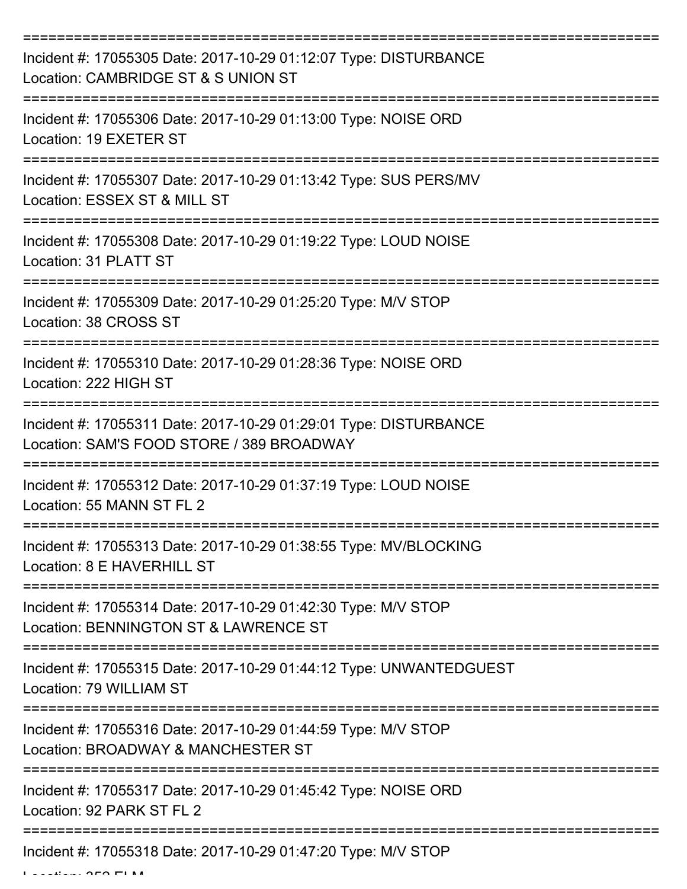===========================================================================

Incident #: 17055305 Date: 2017-10-29 01:12:07 Type: DISTURBANCE
Location: CAMBRIDGE ST & S UNION ST

===========================================================================

Incident #: 17055306 Date: 2017-10-29 01:13:00 Type: NOISE ORD
Location: 19 EXETER ST

===========================================================================

Incident #: 17055307 Date: 2017-10-29 01:13:42 Type: SUS PERS/MV
Location: ESSEX ST & MILL ST

===========================================================================

Incident #: 17055308 Date: 2017-10-29 01:19:22 Type: LOUD NOISE
Location: 31 PLATT ST

===========================================================================

Incident #: 17055309 Date: 2017-10-29 01:25:20 Type: M/V STOP
Location: 38 CROSS ST

===========================================================================

Incident #: 17055310 Date: 2017-10-29 01:28:36 Type: NOISE ORD
Location: 222 HIGH ST

===========================================================================

Incident #: 17055311 Date: 2017-10-29 01:29:01 Type: DISTURBANCE
Location: SAM'S FOOD STORE / 389 BROADWAY

===========================================================================

Incident #: 17055312 Date: 2017-10-29 01:37:19 Type: LOUD NOISE
Location: 55 MANN ST FL 2

===========================================================================

Incident #: 17055313 Date: 2017-10-29 01:38:55 Type: MV/BLOCKING
Location: 8 E HAVERHILL ST

===========================================================================

Incident #: 17055314 Date: 2017-10-29 01:42:30 Type: M/V STOP
Location: BENNINGTON ST & LAWRENCE ST

===========================================================================

Incident #: 17055315 Date: 2017-10-29 01:44:12 Type: UNWANTEDGUEST
Location: 79 WILLIAM ST

===========================================================================

Incident #: 17055316 Date: 2017-10-29 01:44:59 Type: M/V STOP
Location: BROADWAY & MANCHESTER ST

===========================================================================

Incident #: 17055317 Date: 2017-10-29 01:45:42 Type: NOISE ORD
Location: 92 PARK ST FL 2

===========================================================================

Incident #: 17055318 Date: 2017-10-29 01:47:20 Type: M/V STOP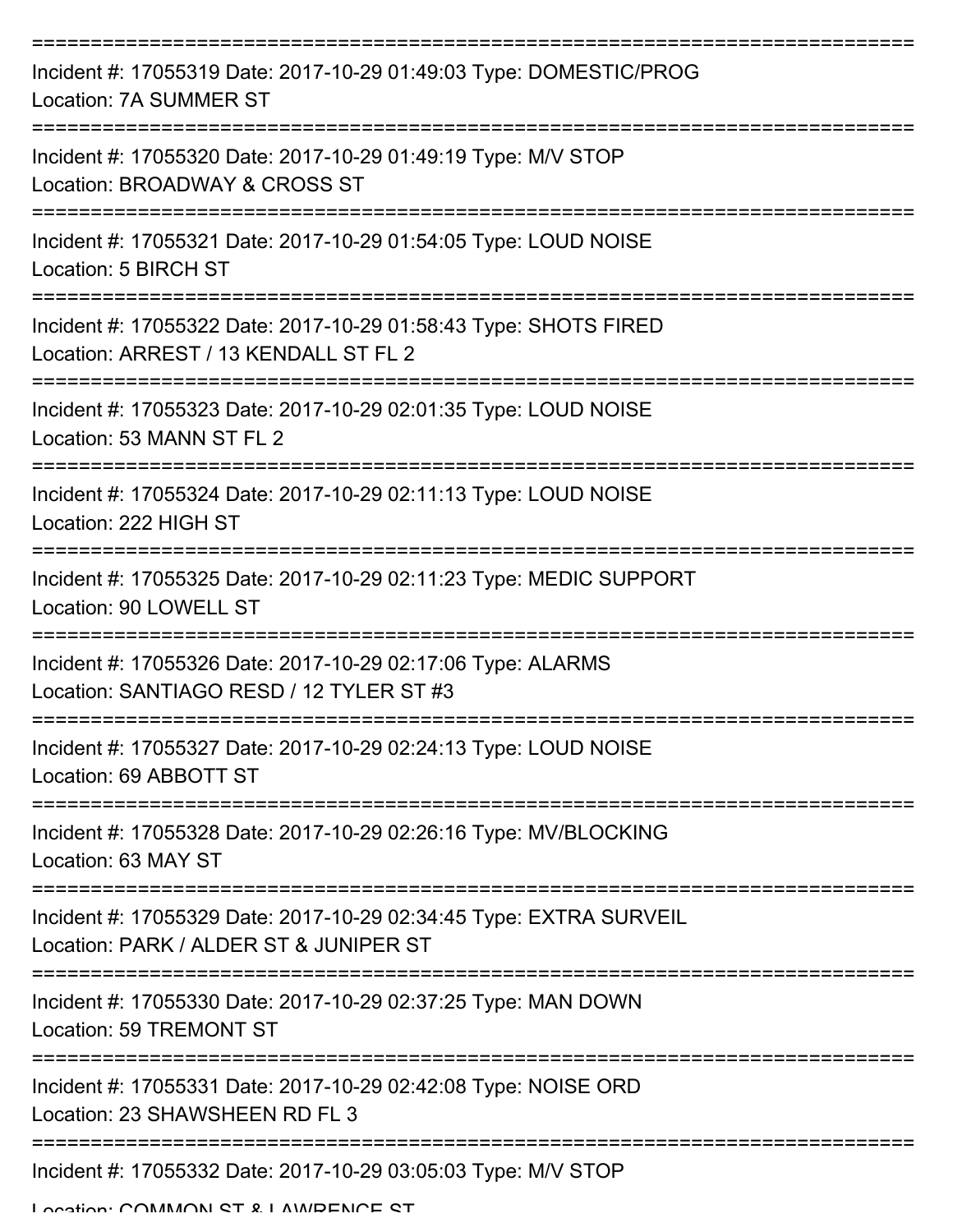===========================================================================

Incident #: 17055319 Date: 2017-10-29 01:49:03 Type: DOMESTIC/PROG
Location: 7A SUMMER ST

===========================================================================

Incident #: 17055320 Date: 2017-10-29 01:49:19 Type: M/V STOP
Location: BROADWAY & CROSS ST

===========================================================================

Incident #: 17055321 Date: 2017-10-29 01:54:05 Type: LOUD NOISE
Location: 5 BIRCH ST

===========================================================================

Incident #: 17055322 Date: 2017-10-29 01:58:43 Type: SHOTS FIRED
Location: ARREST / 13 KENDALL ST FL 2

===========================================================================

Incident #: 17055323 Date: 2017-10-29 02:01:35 Type: LOUD NOISE
Location: 53 MANN ST FL 2

===========================================================================

Incident #: 17055324 Date: 2017-10-29 02:11:13 Type: LOUD NOISE
Location: 222 HIGH ST

===========================================================================

Incident #: 17055325 Date: 2017-10-29 02:11:23 Type: MEDIC SUPPORT
Location: 90 LOWELL ST

===========================================================================

Incident #: 17055326 Date: 2017-10-29 02:17:06 Type: ALARMS
Location: SANTIAGO RESD / 12 TYLER ST #3

===========================================================================

Incident #: 17055327 Date: 2017-10-29 02:24:13 Type: LOUD NOISE
Location: 69 ABBOTT ST

===========================================================================

Incident #: 17055328 Date: 2017-10-29 02:26:16 Type: MV/BLOCKING
Location: 63 MAY ST

===========================================================================

Incident #: 17055329 Date: 2017-10-29 02:34:45 Type: EXTRA SURVEIL
Location: PARK / ALDER ST & JUNIPER ST

===========================================================================

Incident #: 17055330 Date: 2017-10-29 02:37:25 Type: MAN DOWN
Location: 59 TREMONT ST

===========================================================================

Incident #: 17055331 Date: 2017-10-29 02:42:08 Type: NOISE ORD
Location: 23 SHAWSHEEN RD FL 3

===========================================================================

Incident #: 17055332 Date: 2017-10-29 03:05:03 Type: M/V STOP
Location: COMMON ST & LAWRENCE ST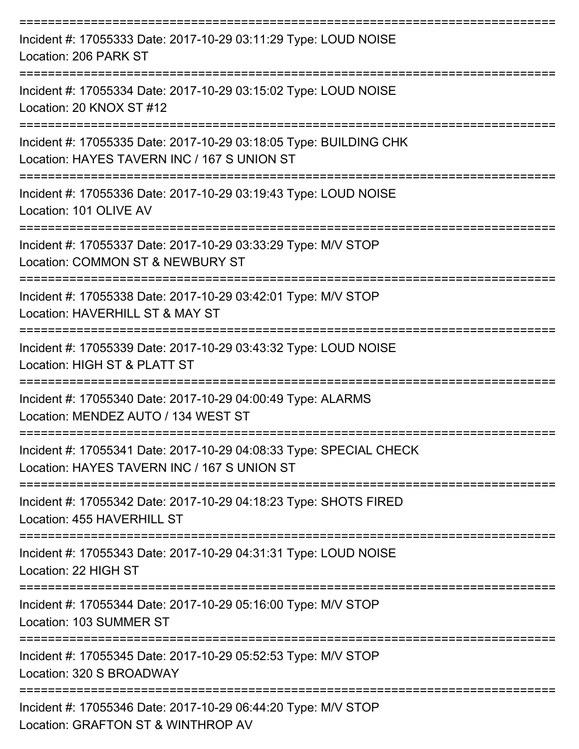===========================================================================

Incident #: 17055333 Date: 2017-10-29 03:11:29 Type: LOUD NOISE
Location: 206 PARK ST

===========================================================================

Incident #: 17055334 Date: 2017-10-29 03:15:02 Type: LOUD NOISE
Location: 20 KNOX ST #12

===========================================================================

Incident #: 17055335 Date: 2017-10-29 03:18:05 Type: BUILDING CHK
Location: HAYES TAVERN INC / 167 S UNION ST

===========================================================================

Incident #: 17055336 Date: 2017-10-29 03:19:43 Type: LOUD NOISE
Location: 101 OLIVE AV

===========================================================================

Incident #: 17055337 Date: 2017-10-29 03:33:29 Type: M/V STOP
Location: COMMON ST & NEWBURY ST

===========================================================================

Incident #: 17055338 Date: 2017-10-29 03:42:01 Type: M/V STOP
Location: HAVERHILL ST & MAY ST

===========================================================================

Incident #: 17055339 Date: 2017-10-29 03:43:32 Type: LOUD NOISE
Location: HIGH ST & PLATT ST

===========================================================================

Incident #: 17055340 Date: 2017-10-29 04:00:49 Type: ALARMS
Location: MENDEZ AUTO / 134 WEST ST

===========================================================================

Incident #: 17055341 Date: 2017-10-29 04:08:33 Type: SPECIAL CHECK
Location: HAYES TAVERN INC / 167 S UNION ST

===========================================================================

Incident #: 17055342 Date: 2017-10-29 04:18:23 Type: SHOTS FIRED
Location: 455 HAVERHILL ST

===========================================================================

Incident #: 17055343 Date: 2017-10-29 04:31:31 Type: LOUD NOISE
Location: 22 HIGH ST

===========================================================================

Incident #: 17055344 Date: 2017-10-29 05:16:00 Type: M/V STOP
Location: 103 SUMMER ST

===========================================================================

Incident #: 17055345 Date: 2017-10-29 05:52:53 Type: M/V STOP
Location: 320 S BROADWAY

===========================================================================

Incident #: 17055346 Date: 2017-10-29 06:44:20 Type: M/V STOP
Location: GRAFTON ST & WINTHROP AV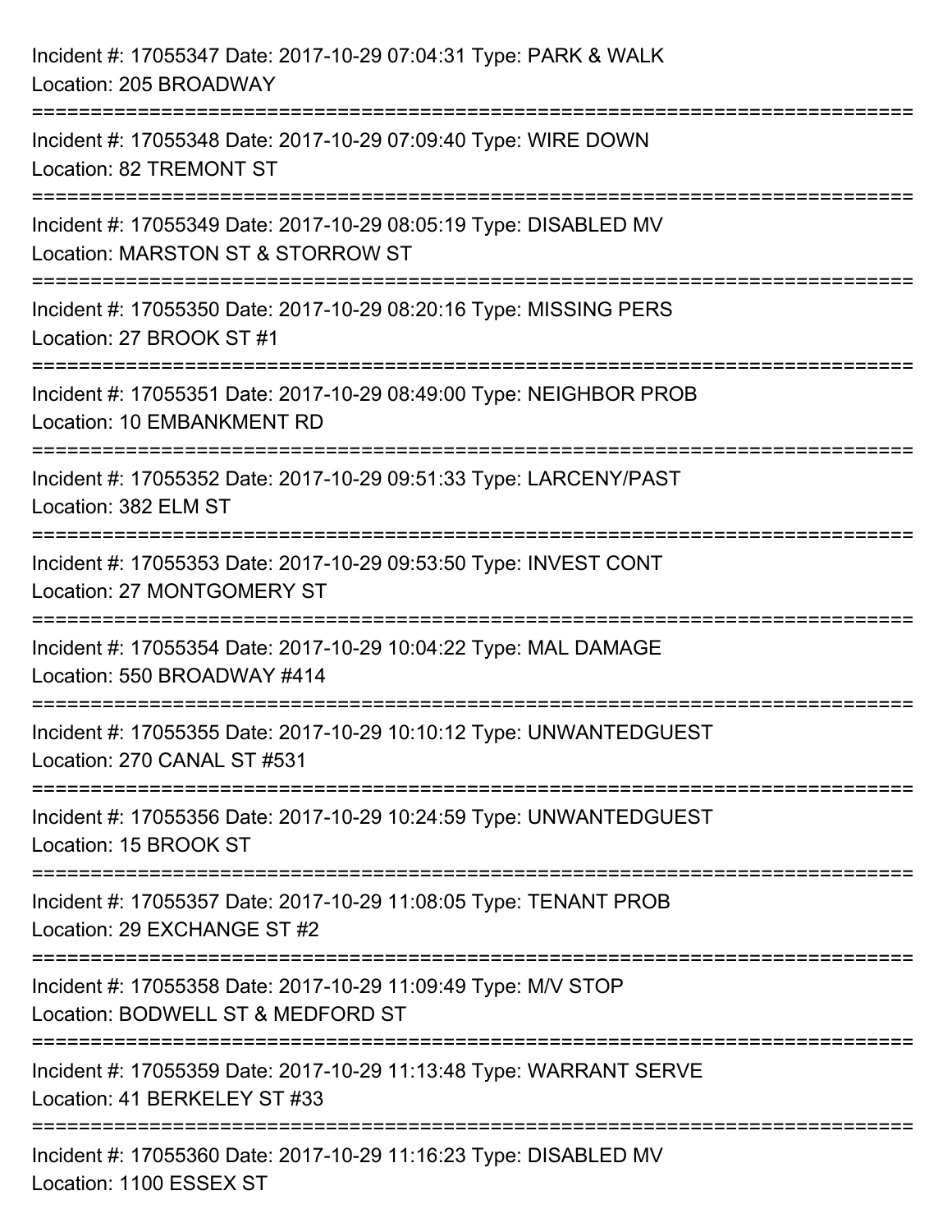Incident #: 17055347 Date: 2017-10-29 07:04:31 Type: PARK & WALK
Location: 205 BROADWAY

===========================================================================

Incident #: 17055348 Date: 2017-10-29 07:09:40 Type: WIRE DOWN
Location: 82 TREMONT ST

===========================================================================

Incident #: 17055349 Date: 2017-10-29 08:05:19 Type: DISABLED MV
Location: MARSTON ST & STORROW ST

===========================================================================

Incident #: 17055350 Date: 2017-10-29 08:20:16 Type: MISSING PERS
Location: 27 BROOK ST #1

===========================================================================

Incident #: 17055351 Date: 2017-10-29 08:49:00 Type: NEIGHBOR PROB
Location: 10 EMBANKMENT RD

===========================================================================

Incident #: 17055352 Date: 2017-10-29 09:51:33 Type: LARCENY/PAST
Location: 382 ELM ST

===========================================================================

Incident #: 17055353 Date: 2017-10-29 09:53:50 Type: INVEST CONT
Location: 27 MONTGOMERY ST

===========================================================================

Incident #: 17055354 Date: 2017-10-29 10:04:22 Type: MAL DAMAGE
Location: 550 BROADWAY #414

===========================================================================

Incident #: 17055355 Date: 2017-10-29 10:10:12 Type: UNWANTEDGUEST
Location: 270 CANAL ST #531

===========================================================================

Incident #: 17055356 Date: 2017-10-29 10:24:59 Type: UNWANTEDGUEST
Location: 15 BROOK ST

===========================================================================

Incident #: 17055357 Date: 2017-10-29 11:08:05 Type: TENANT PROB
Location: 29 EXCHANGE ST #2

===========================================================================

Incident #: 17055358 Date: 2017-10-29 11:09:49 Type: M/V STOP
Location: BODWELL ST & MEDFORD ST

===========================================================================

Incident #: 17055359 Date: 2017-10-29 11:13:48 Type: WARRANT SERVE
Location: 41 BERKELEY ST #33

===========================================================================

Incident #: 17055360 Date: 2017-10-29 11:16:23 Type: DISABLED MV
Location: 1100 ESSEX ST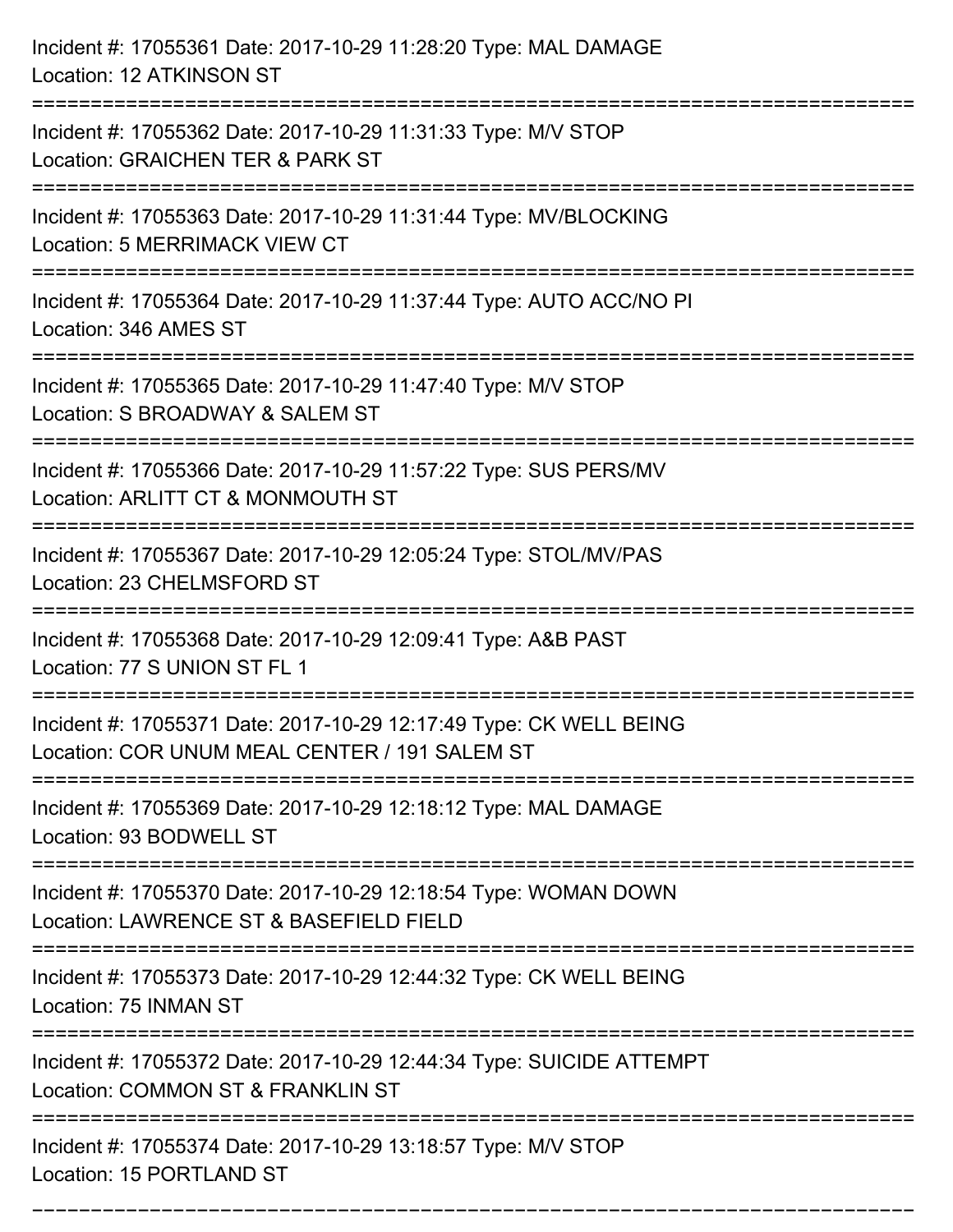Incident #: 17055361 Date: 2017-10-29 11:28:20 Type: MAL DAMAGE
Location: 12 ATKINSON ST

===========================================================================

Incident #: 17055362 Date: 2017-10-29 11:31:33 Type: M/V STOP
Location: GRAICHEN TER & PARK ST

===========================================================================

Incident #: 17055363 Date: 2017-10-29 11:31:44 Type: MV/BLOCKING
Location: 5 MERRIMACK VIEW CT

===========================================================================

Incident #: 17055364 Date: 2017-10-29 11:37:44 Type: AUTO ACC/NO PI
Location: 346 AMES ST

===========================================================================

Incident #: 17055365 Date: 2017-10-29 11:47:40 Type: M/V STOP
Location: S BROADWAY & SALEM ST

===========================================================================

Incident #: 17055366 Date: 2017-10-29 11:57:22 Type: SUS PERS/MV
Location: ARLITT CT & MONMOUTH ST

===========================================================================

Incident #: 17055367 Date: 2017-10-29 12:05:24 Type: STOL/MV/PAS
Location: 23 CHELMSFORD ST

===========================================================================

Incident #: 17055368 Date: 2017-10-29 12:09:41 Type: A&B PAST
Location: 77 S UNION ST FL 1

===========================================================================

Incident #: 17055371 Date: 2017-10-29 12:17:49 Type: CK WELL BEING
Location: COR UNUM MEAL CENTER / 191 SALEM ST

===========================================================================

Incident #: 17055369 Date: 2017-10-29 12:18:12 Type: MAL DAMAGE
Location: 93 BODWELL ST

===========================================================================

Incident #: 17055370 Date: 2017-10-29 12:18:54 Type: WOMAN DOWN
Location: LAWRENCE ST & BASEFIELD FIELD

===========================================================================

Incident #: 17055373 Date: 2017-10-29 12:44:32 Type: CK WELL BEING
Location: 75 INMAN ST

===========================================================================

Incident #: 17055372 Date: 2017-10-29 12:44:34 Type: SUICIDE ATTEMPT
Location: COMMON ST & FRANKLIN ST

===========================================================================

Incident #: 17055374 Date: 2017-10-29 13:18:57 Type: M/V STOP
Location: 15 PORTLAND ST

===========================================================================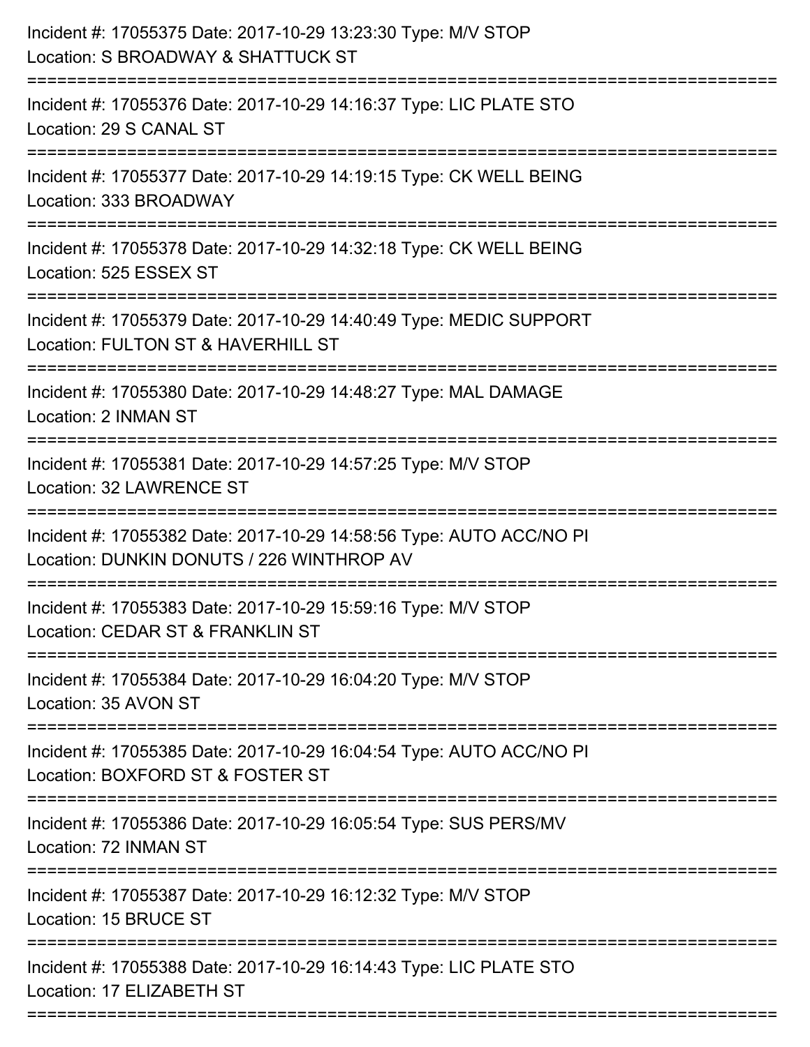Incident #: 17055375 Date: 2017-10-29 13:23:30 Type: M/V STOP
Location: S BROADWAY & SHATTUCK ST

===========================================================================

Incident #: 17055376 Date: 2017-10-29 14:16:37 Type: LIC PLATE STO
Location: 29 S CANAL ST

===========================================================================

Incident #: 17055377 Date: 2017-10-29 14:19:15 Type: CK WELL BEING
Location: 333 BROADWAY

===========================================================================

Incident #: 17055378 Date: 2017-10-29 14:32:18 Type: CK WELL BEING
Location: 525 ESSEX ST

===========================================================================

Incident #: 17055379 Date: 2017-10-29 14:40:49 Type: MEDIC SUPPORT
Location: FULTON ST & HAVERHILL ST

===========================================================================

Incident #: 17055380 Date: 2017-10-29 14:48:27 Type: MAL DAMAGE
Location: 2 INMAN ST

===========================================================================

Incident #: 17055381 Date: 2017-10-29 14:57:25 Type: M/V STOP
Location: 32 LAWRENCE ST

===========================================================================

Incident #: 17055382 Date: 2017-10-29 14:58:56 Type: AUTO ACC/NO PI
Location: DUNKIN DONUTS / 226 WINTHROP AV

===========================================================================

Incident #: 17055383 Date: 2017-10-29 15:59:16 Type: M/V STOP
Location: CEDAR ST & FRANKLIN ST

===========================================================================

Incident #: 17055384 Date: 2017-10-29 16:04:20 Type: M/V STOP
Location: 35 AVON ST

===========================================================================

Incident #: 17055385 Date: 2017-10-29 16:04:54 Type: AUTO ACC/NO PI
Location: BOXFORD ST & FOSTER ST

===========================================================================

Incident #: 17055386 Date: 2017-10-29 16:05:54 Type: SUS PERS/MV
Location: 72 INMAN ST

===========================================================================

Incident #: 17055387 Date: 2017-10-29 16:12:32 Type: M/V STOP
Location: 15 BRUCE ST

===========================================================================

Incident #: 17055388 Date: 2017-10-29 16:14:43 Type: LIC PLATE STO
Location: 17 ELIZABETH ST

===========================================================================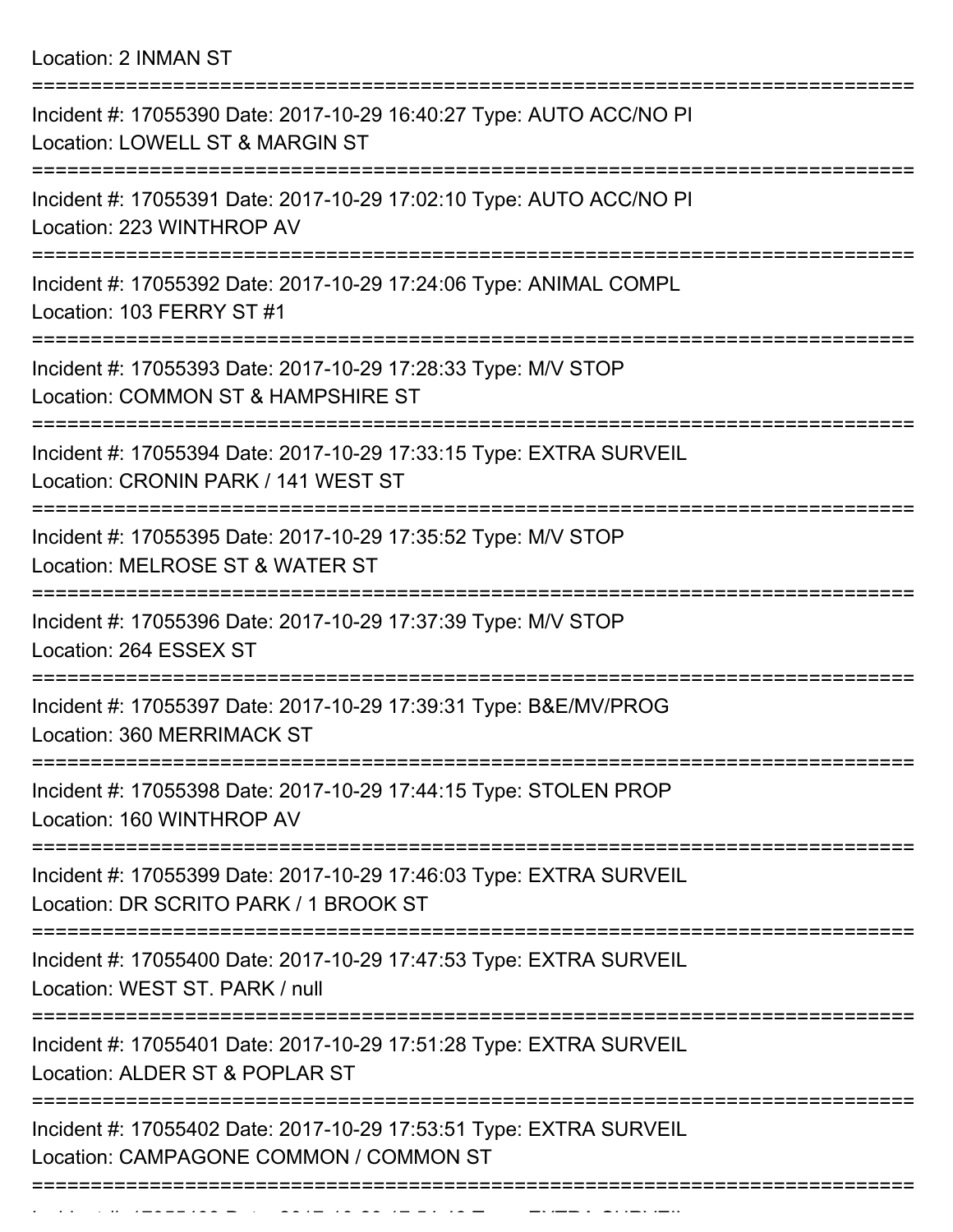Location: 2 INMAN ST

===========================================================================

Incident #: 17055390 Date: 2017-10-29 16:40:27 Type: AUTO ACC/NO PI
Location: LOWELL ST & MARGIN ST

===========================================================================

Incident #: 17055391 Date: 2017-10-29 17:02:10 Type: AUTO ACC/NO PI
Location: 223 WINTHROP AV

===========================================================================

Incident #: 17055392 Date: 2017-10-29 17:24:06 Type: ANIMAL COMPL
Location: 103 FERRY ST #1

===========================================================================

Incident #: 17055393 Date: 2017-10-29 17:28:33 Type: M/V STOP
Location: COMMON ST & HAMPSHIRE ST

===========================================================================

Incident #: 17055394 Date: 2017-10-29 17:33:15 Type: EXTRA SURVEIL
Location: CRONIN PARK / 141 WEST ST

===========================================================================

Incident #: 17055395 Date: 2017-10-29 17:35:52 Type: M/V STOP
Location: MELROSE ST & WATER ST

===========================================================================

Incident #: 17055396 Date: 2017-10-29 17:37:39 Type: M/V STOP
Location: 264 ESSEX ST

===========================================================================

Incident #: 17055397 Date: 2017-10-29 17:39:31 Type: B&E/MV/PROG
Location: 360 MERRIMACK ST

===========================================================================

Incident #: 17055398 Date: 2017-10-29 17:44:15 Type: STOLEN PROP
Location: 160 WINTHROP AV

===========================================================================

Incident #: 17055399 Date: 2017-10-29 17:46:03 Type: EXTRA SURVEIL
Location: DR SCRITO PARK / 1 BROOK ST

===========================================================================

Incident #: 17055400 Date: 2017-10-29 17:47:53 Type: EXTRA SURVEIL
Location: WEST ST. PARK / null

===========================================================================

Incident #: 17055401 Date: 2017-10-29 17:51:28 Type: EXTRA SURVEIL
Location: ALDER ST & POPLAR ST

===========================================================================

Incident #: 17055402 Date: 2017-10-29 17:53:51 Type: EXTRA SURVEIL
Location: CAMPAGONE COMMON / COMMON ST

===========================================================================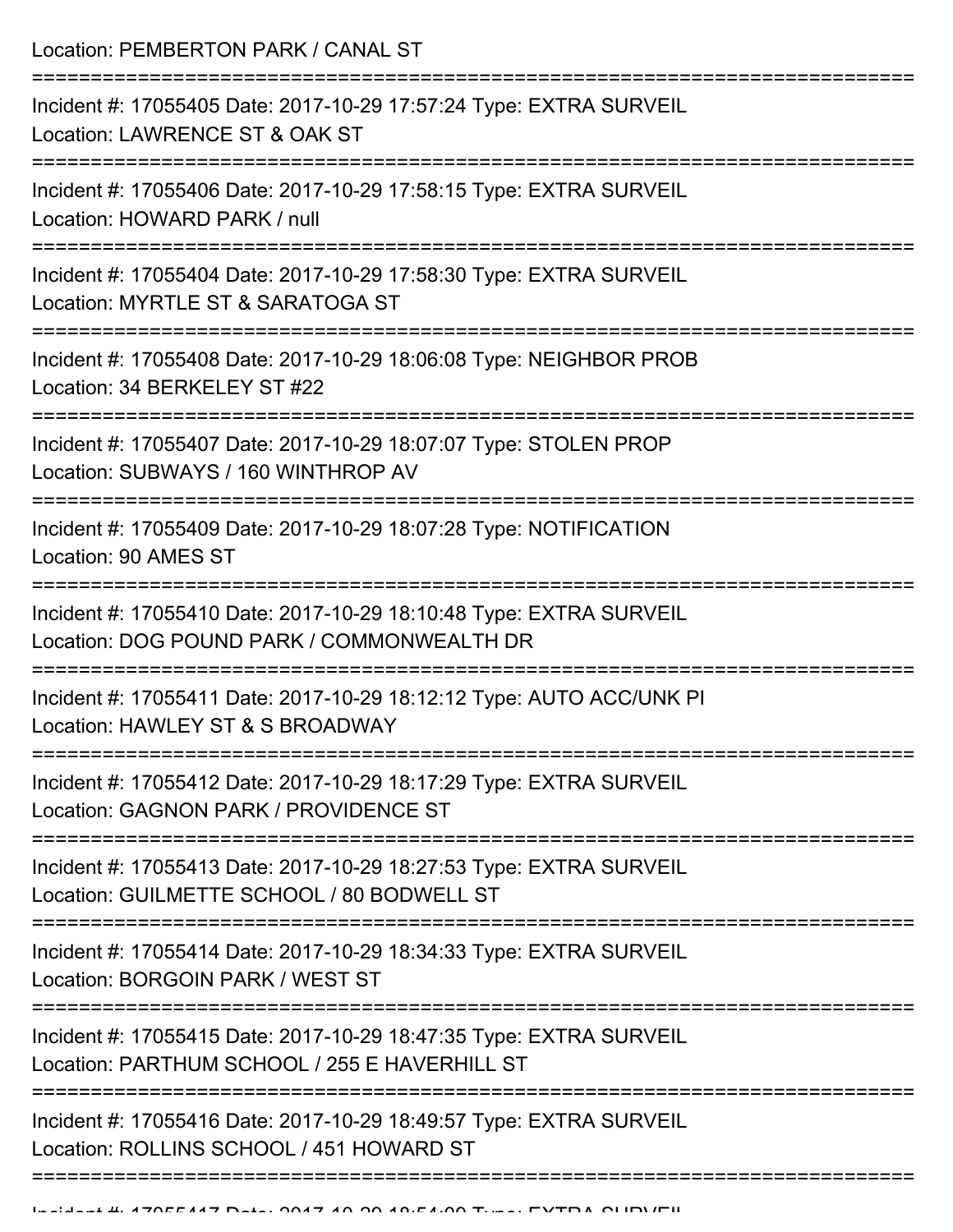Location: PEMBERTON PARK / CANAL ST

===========================================================================

Incident #: 17055405 Date: 2017-10-29 17:57:24 Type: EXTRA SURVEIL
Location: LAWRENCE ST & OAK ST

===========================================================================

Incident #: 17055406 Date: 2017-10-29 17:58:15 Type: EXTRA SURVEIL
Location: HOWARD PARK / null

===========================================================================

Incident #: 17055404 Date: 2017-10-29 17:58:30 Type: EXTRA SURVEIL
Location: MYRTLE ST & SARATOGA ST

===========================================================================

Incident #: 17055408 Date: 2017-10-29 18:06:08 Type: NEIGHBOR PROB
Location: 34 BERKELEY ST #22

===========================================================================

Incident #: 17055407 Date: 2017-10-29 18:07:07 Type: STOLEN PROP
Location: SUBWAYS / 160 WINTHROP AV

===========================================================================

Incident #: 17055409 Date: 2017-10-29 18:07:28 Type: NOTIFICATION
Location: 90 AMES ST

===========================================================================

Incident #: 17055410 Date: 2017-10-29 18:10:48 Type: EXTRA SURVEIL
Location: DOG POUND PARK / COMMONWEALTH DR

===========================================================================

Incident #: 17055411 Date: 2017-10-29 18:12:12 Type: AUTO ACC/UNK PI
Location: HAWLEY ST & S BROADWAY

===========================================================================

Incident #: 17055412 Date: 2017-10-29 18:17:29 Type: EXTRA SURVEIL
Location: GAGNON PARK / PROVIDENCE ST

===========================================================================

Incident #: 17055413 Date: 2017-10-29 18:27:53 Type: EXTRA SURVEIL
Location: GUILMETTE SCHOOL / 80 BODWELL ST

===========================================================================

Incident #: 17055414 Date: 2017-10-29 18:34:33 Type: EXTRA SURVEIL
Location: BORGOIN PARK / WEST ST

===========================================================================

Incident #: 17055415 Date: 2017-10-29 18:47:35 Type: EXTRA SURVEIL
Location: PARTHUM SCHOOL / 255 E HAVERHILL ST

===========================================================================

Incident #: 17055416 Date: 2017-10-29 18:49:57 Type: EXTRA SURVEIL
Location: ROLLINS SCHOOL / 451 HOWARD ST

===========================================================================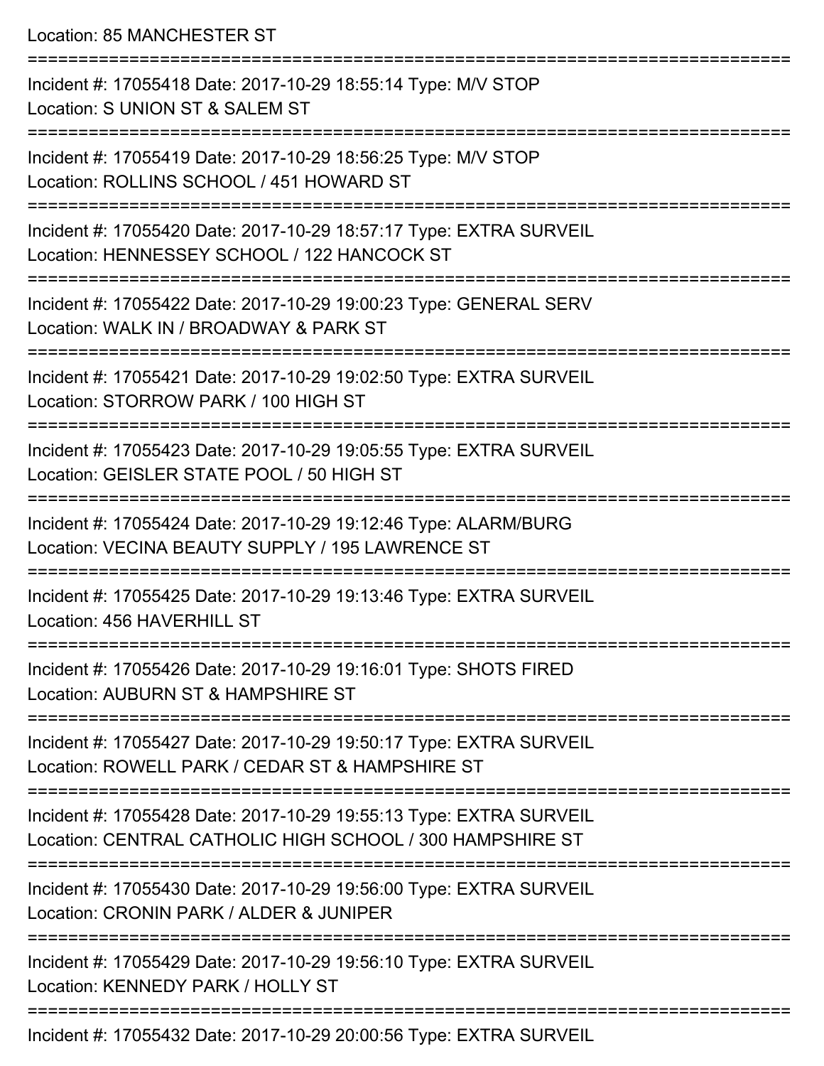Location: 85 MANCHESTER ST

===========================================================================

Incident #: 17055418 Date: 2017-10-29 18:55:14 Type: M/V STOP
Location: S UNION ST & SALEM ST

===========================================================================

Incident #: 17055419 Date: 2017-10-29 18:56:25 Type: M/V STOP
Location: ROLLINS SCHOOL / 451 HOWARD ST

===========================================================================

Incident #: 17055420 Date: 2017-10-29 18:57:17 Type: EXTRA SURVEIL
Location: HENNESSEY SCHOOL / 122 HANCOCK ST

===========================================================================

Incident #: 17055422 Date: 2017-10-29 19:00:23 Type: GENERAL SERV
Location: WALK IN / BROADWAY & PARK ST

===========================================================================

Incident #: 17055421 Date: 2017-10-29 19:02:50 Type: EXTRA SURVEIL
Location: STORROW PARK / 100 HIGH ST

===========================================================================

Incident #: 17055423 Date: 2017-10-29 19:05:55 Type: EXTRA SURVEIL
Location: GEISLER STATE POOL / 50 HIGH ST

===========================================================================

Incident #: 17055424 Date: 2017-10-29 19:12:46 Type: ALARM/BURG
Location: VECINA BEAUTY SUPPLY / 195 LAWRENCE ST

===========================================================================

Incident #: 17055425 Date: 2017-10-29 19:13:46 Type: EXTRA SURVEIL
Location: 456 HAVERHILL ST

===========================================================================

Incident #: 17055426 Date: 2017-10-29 19:16:01 Type: SHOTS FIRED
Location: AUBURN ST & HAMPSHIRE ST

===========================================================================

Incident #: 17055427 Date: 2017-10-29 19:50:17 Type: EXTRA SURVEIL
Location: ROWELL PARK / CEDAR ST & HAMPSHIRE ST

===========================================================================

Incident #: 17055428 Date: 2017-10-29 19:55:13 Type: EXTRA SURVEIL
Location: CENTRAL CATHOLIC HIGH SCHOOL / 300 HAMPSHIRE ST

===========================================================================

Incident #: 17055430 Date: 2017-10-29 19:56:00 Type: EXTRA SURVEIL
Location: CRONIN PARK / ALDER & JUNIPER

===========================================================================

Incident #: 17055429 Date: 2017-10-29 19:56:10 Type: EXTRA SURVEIL
Location: KENNEDY PARK / HOLLY ST

===========================================================================

Incident #: 17055432 Date: 2017-10-29 20:00:56 Type: EXTRA SURVEIL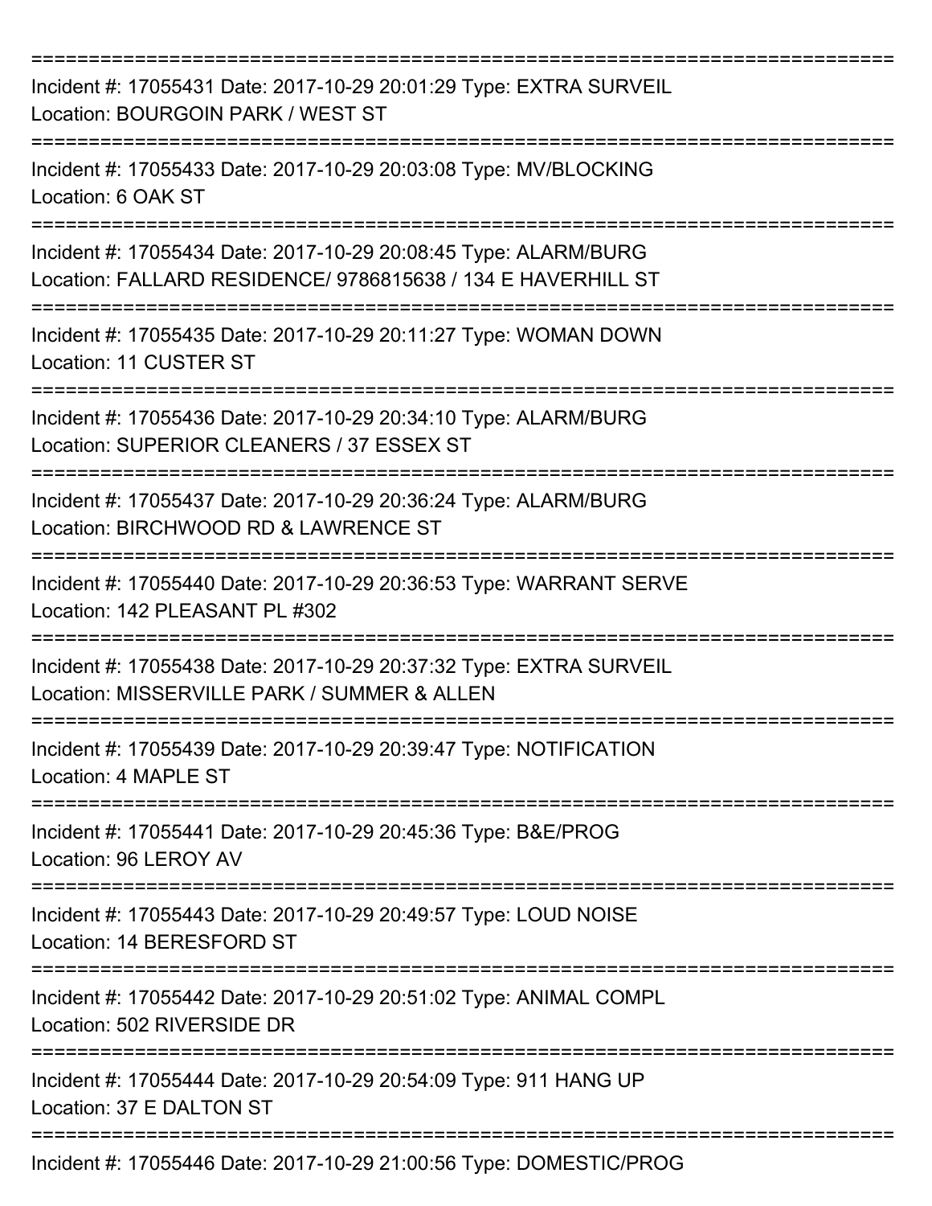===========================================================================

Incident #: 17055431 Date: 2017-10-29 20:01:29 Type: EXTRA SURVEIL
Location: BOURGOIN PARK / WEST ST

===========================================================================

Incident #: 17055433 Date: 2017-10-29 20:03:08 Type: MV/BLOCKING
Location: 6 OAK ST

===========================================================================

Incident #: 17055434 Date: 2017-10-29 20:08:45 Type: ALARM/BURG
Location: FALLARD RESIDENCE/ 9786815638 / 134 E HAVERHILL ST

===========================================================================

Incident #: 17055435 Date: 2017-10-29 20:11:27 Type: WOMAN DOWN
Location: 11 CUSTER ST

===========================================================================

Incident #: 17055436 Date: 2017-10-29 20:34:10 Type: ALARM/BURG
Location: SUPERIOR CLEANERS / 37 ESSEX ST

===========================================================================

Incident #: 17055437 Date: 2017-10-29 20:36:24 Type: ALARM/BURG
Location: BIRCHWOOD RD & LAWRENCE ST

===========================================================================

Incident #: 17055440 Date: 2017-10-29 20:36:53 Type: WARRANT SERVE
Location: 142 PLEASANT PL #302

===========================================================================

Incident #: 17055438 Date: 2017-10-29 20:37:32 Type: EXTRA SURVEIL
Location: MISSERVILLE PARK / SUMMER & ALLEN

===========================================================================

Incident #: 17055439 Date: 2017-10-29 20:39:47 Type: NOTIFICATION
Location: 4 MAPLE ST

===========================================================================

Incident #: 17055441 Date: 2017-10-29 20:45:36 Type: B&E/PROG
Location: 96 LEROY AV

===========================================================================

Incident #: 17055443 Date: 2017-10-29 20:49:57 Type: LOUD NOISE
Location: 14 BERESFORD ST

===========================================================================

Incident #: 17055442 Date: 2017-10-29 20:51:02 Type: ANIMAL COMPL
Location: 502 RIVERSIDE DR

===========================================================================

Incident #: 17055444 Date: 2017-10-29 20:54:09 Type: 911 HANG UP
Location: 37 E DALTON ST

===========================================================================

Incident #: 17055446 Date: 2017-10-29 21:00:56 Type: DOMESTIC/PROG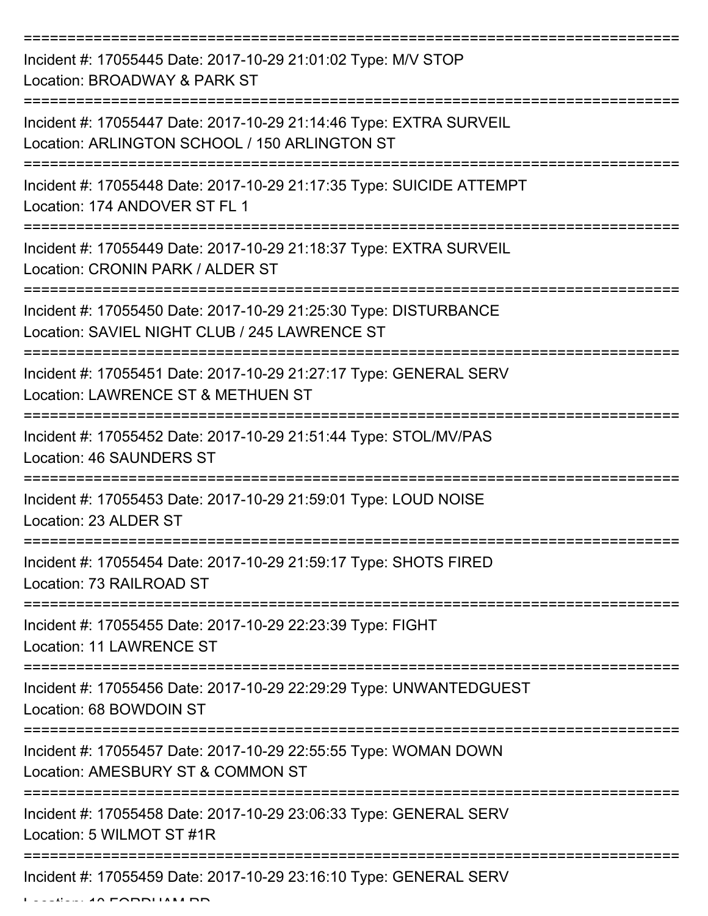Incident #: 17055445 Date: 2017-10-29 21:01:02 Type: M/V STOP
Location: BROADWAY & PARK ST

Incident #: 17055447 Date: 2017-10-29 21:14:46 Type: EXTRA SURVEIL
Location: ARLINGTON SCHOOL / 150 ARLINGTON ST

Incident #: 17055448 Date: 2017-10-29 21:17:35 Type: SUICIDE ATTEMPT
Location: 174 ANDOVER ST FL 1

Incident #: 17055449 Date: 2017-10-29 21:18:37 Type: EXTRA SURVEIL
Location: CRONIN PARK / ALDER ST

Incident #: 17055450 Date: 2017-10-29 21:25:30 Type: DISTURBANCE
Location: SAVIEL NIGHT CLUB / 245 LAWRENCE ST

Incident #: 17055451 Date: 2017-10-29 21:27:17 Type: GENERAL SERV
Location: LAWRENCE ST & METHUEN ST

Incident #: 17055452 Date: 2017-10-29 21:51:44 Type: STOL/MV/PAS
Location: 46 SAUNDERS ST

Incident #: 17055453 Date: 2017-10-29 21:59:01 Type: LOUD NOISE
Location: 23 ALDER ST

Incident #: 17055454 Date: 2017-10-29 21:59:17 Type: SHOTS FIRED
Location: 73 RAILROAD ST

Incident #: 17055455 Date: 2017-10-29 22:23:39 Type: FIGHT
Location: 11 LAWRENCE ST

Incident #: 17055456 Date: 2017-10-29 22:29:29 Type: UNWANTEDGUEST
Location: 68 BOWDOIN ST

Incident #: 17055457 Date: 2017-10-29 22:55:55 Type: WOMAN DOWN
Location: AMESBURY ST & COMMON ST

Incident #: 17055458 Date: 2017-10-29 23:06:33 Type: GENERAL SERV
Location: 5 WILMOT ST #1R

Incident #: 17055459 Date: 2017-10-29 23:16:10 Type: GENERAL SERV
Location: 10 FORDHAM RD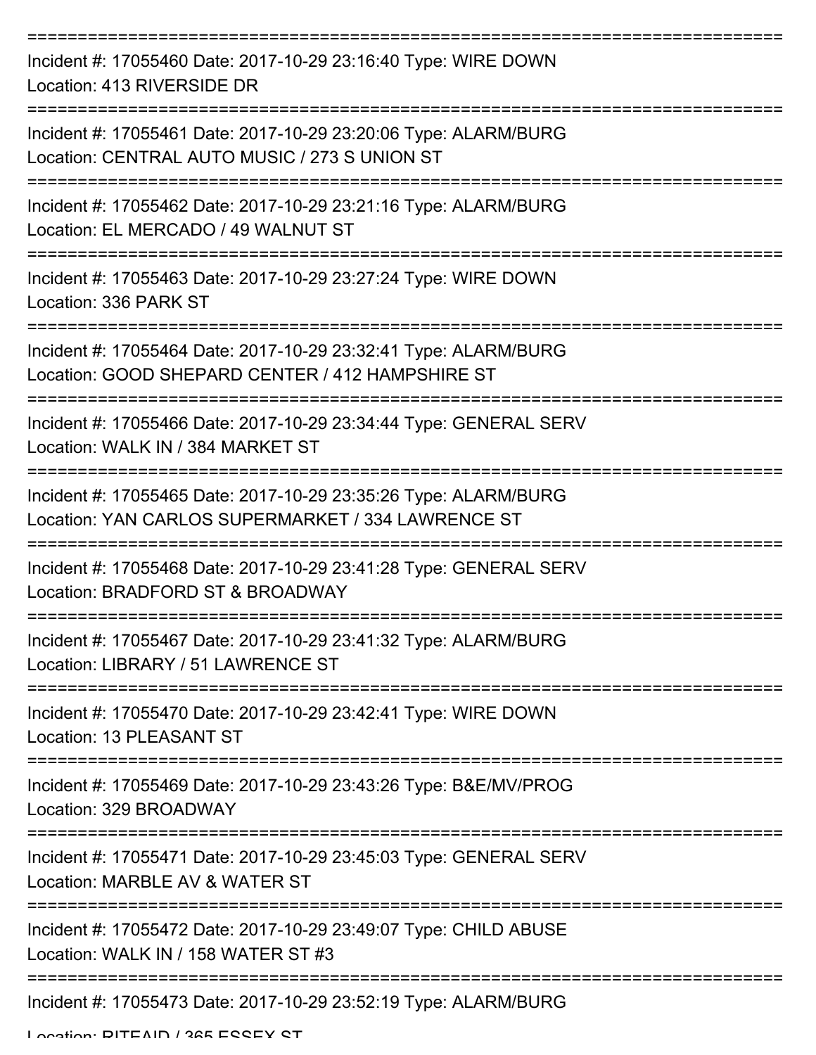==============================================================================
Incident #: 17055460 Date: 2017-10-29 23:16:40 Type: WIRE DOWN
Location: 413 RIVERSIDE DR
==============================================================================
Incident #: 17055461 Date: 2017-10-29 23:20:06 Type: ALARM/BURG
Location: CENTRAL AUTO MUSIC / 273 S UNION ST
==============================================================================
Incident #: 17055462 Date: 2017-10-29 23:21:16 Type: ALARM/BURG
Location: EL MERCADO / 49 WALNUT ST
==============================================================================
Incident #: 17055463 Date: 2017-10-29 23:27:24 Type: WIRE DOWN
Location: 336 PARK ST
==============================================================================
Incident #: 17055464 Date: 2017-10-29 23:32:41 Type: ALARM/BURG
Location: GOOD SHEPARD CENTER / 412 HAMPSHIRE ST
==============================================================================
Incident #: 17055466 Date: 2017-10-29 23:34:44 Type: GENERAL SERV
Location: WALK IN / 384 MARKET ST
==============================================================================
Incident #: 17055465 Date: 2017-10-29 23:35:26 Type: ALARM/BURG
Location: YAN CARLOS SUPERMARKET / 334 LAWRENCE ST
==============================================================================
Incident #: 17055468 Date: 2017-10-29 23:41:28 Type: GENERAL SERV
Location: BRADFORD ST & BROADWAY
==============================================================================
Incident #: 17055467 Date: 2017-10-29 23:41:32 Type: ALARM/BURG
Location: LIBRARY / 51 LAWRENCE ST
==============================================================================
Incident #: 17055470 Date: 2017-10-29 23:42:41 Type: WIRE DOWN
Location: 13 PLEASANT ST
==============================================================================
Incident #: 17055469 Date: 2017-10-29 23:43:26 Type: B&E/MV/PROG
Location: 329 BROADWAY
==============================================================================
Incident #: 17055471 Date: 2017-10-29 23:45:03 Type: GENERAL SERV
Location: MARBLE AV & WATER ST
==============================================================================
Incident #: 17055472 Date: 2017-10-29 23:49:07 Type: CHILD ABUSE
Location: WALK IN / 158 WATER ST #3
==============================================================================
Incident #: 17055473 Date: 2017-10-29 23:52:19 Type: ALARM/BURG
Location: RITEAID / 365 ESSEX ST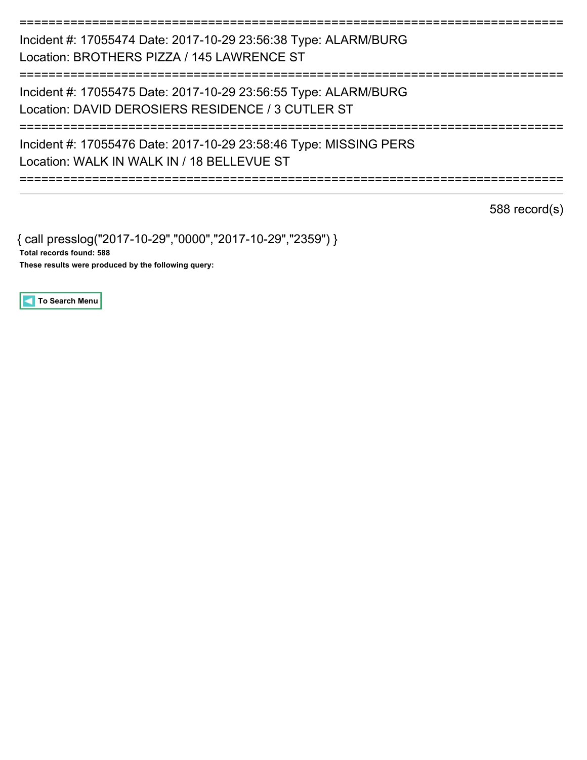===========================================================================

Incident #: 17055474 Date: 2017-10-29 23:56:38 Type: ALARM/BURG
Location: BROTHERS PIZZA / 145 LAWRENCE ST

===========================================================================

Incident #: 17055475 Date: 2017-10-29 23:56:55 Type: ALARM/BURG
Location: DAVID DEROSIERS RESIDENCE / 3 CUTLER ST

===========================================================================

Incident #: 17055476 Date: 2017-10-29 23:58:46 Type: MISSING PERS
Location: WALK IN WALK IN / 18 BELLEVUE ST

===========================================================================

588 record(s)

{ call presslog("2017-10-29","0000","2017-10-29","2359") }

**Total records found: 588**

**These results were produced by the following query:**

**To Search Menu**